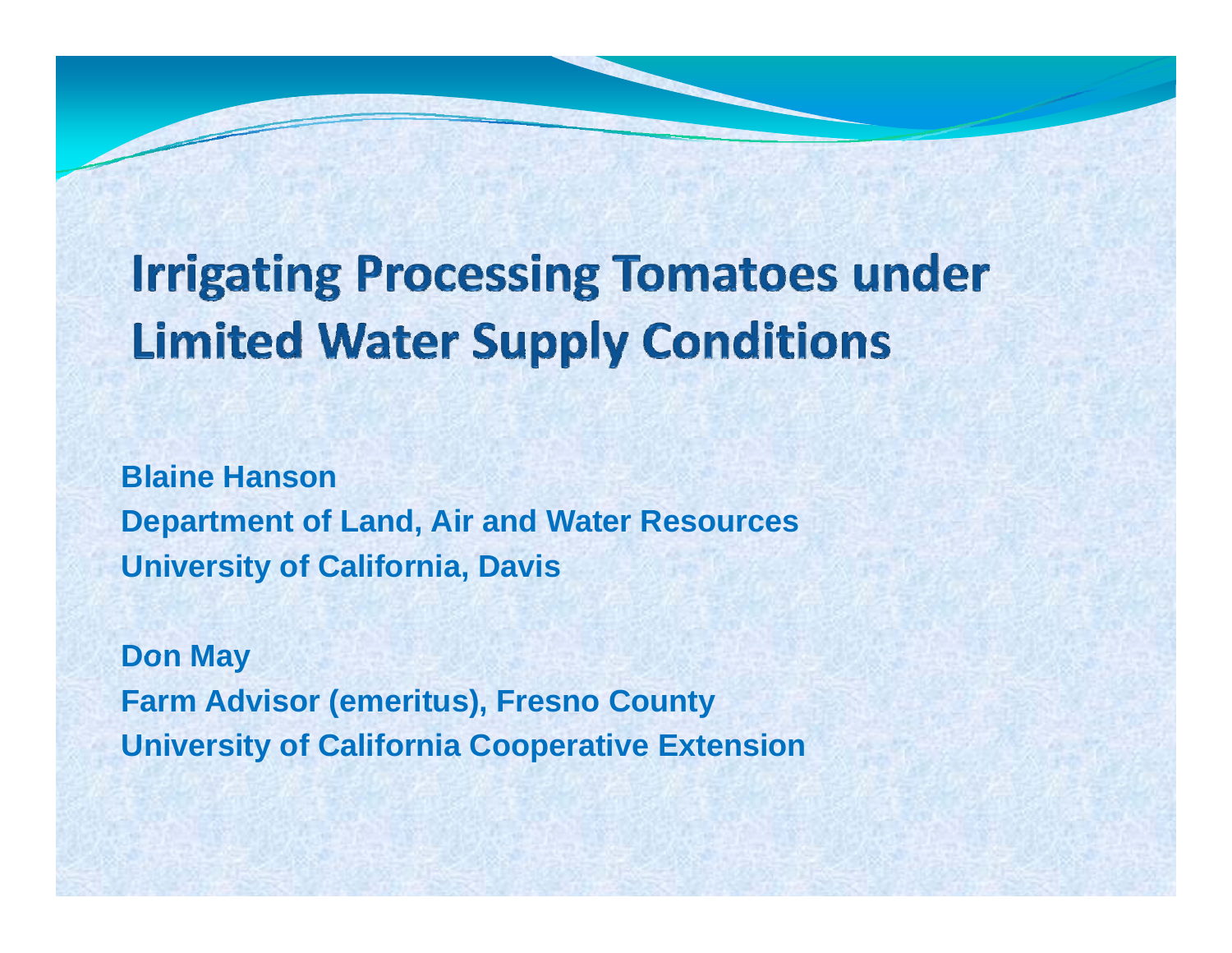# Irrigating Processing Tomatoes under Limited Water Supply Conditions

**Blaine Hanson**
**Department of Land, Air and Water Resources**
**University of California, Davis**

**Don May**
**Farm Advisor (emeritus), Fresno County**
**University of California Cooperative Extension**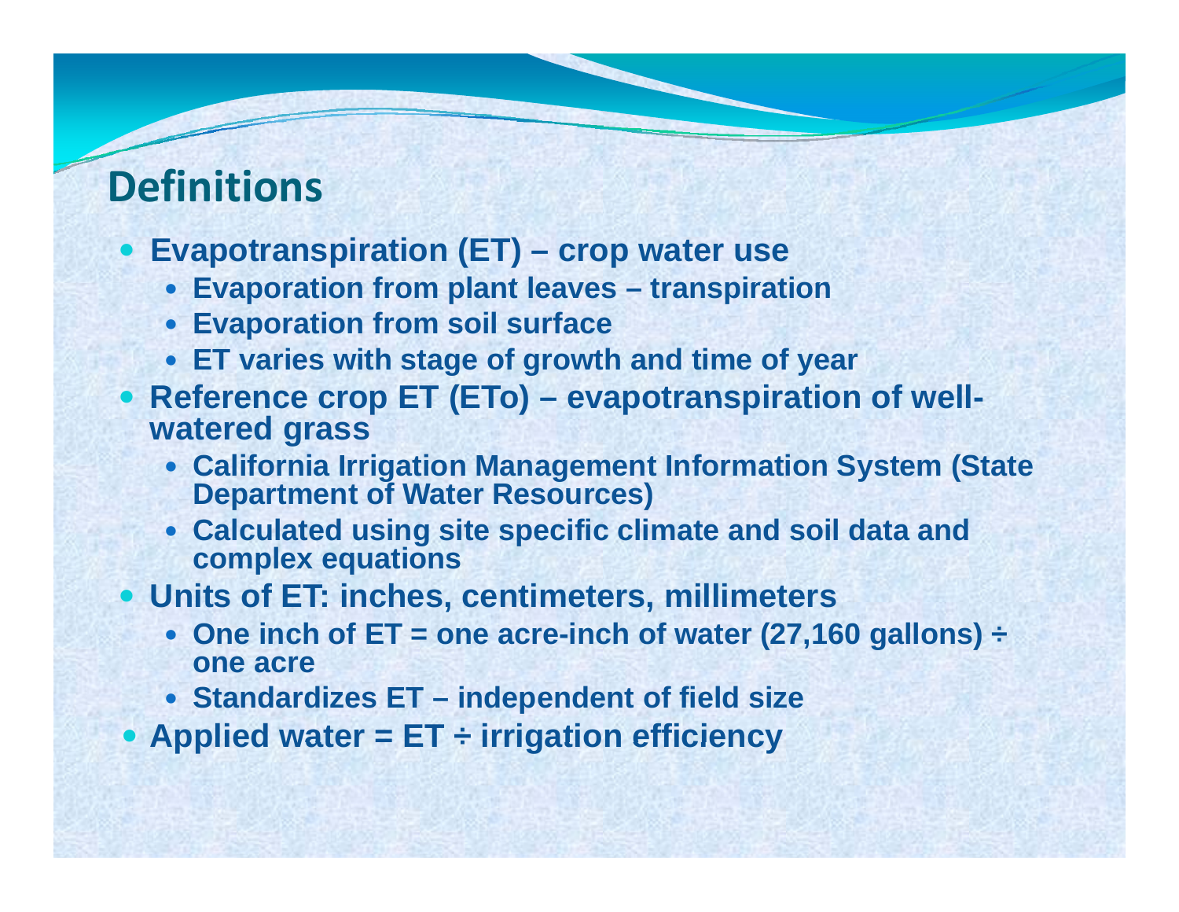# Definitions

- **Evapotranspiration (ET) – crop water use**
  - **Evaporation from plant leaves – transpiration**
  - **Evaporation from soil surface**
  - **ET varies with stage of growth and time of year**
- **Reference crop ET (ETo) – evapotranspiration of well-watered grass**
  - **California Irrigation Management Information System (State Department of Water Resources)**
  - **Calculated using site specific climate and soil data and complex equations**
- **Units of ET: inches, centimeters, millimeters**
  - **One inch of ET = one acre-inch of water (27,160 gallons) ÷ one acre**
  - **Standardizes ET – independent of field size**
- **Applied water = ET ÷ irrigation efficiency**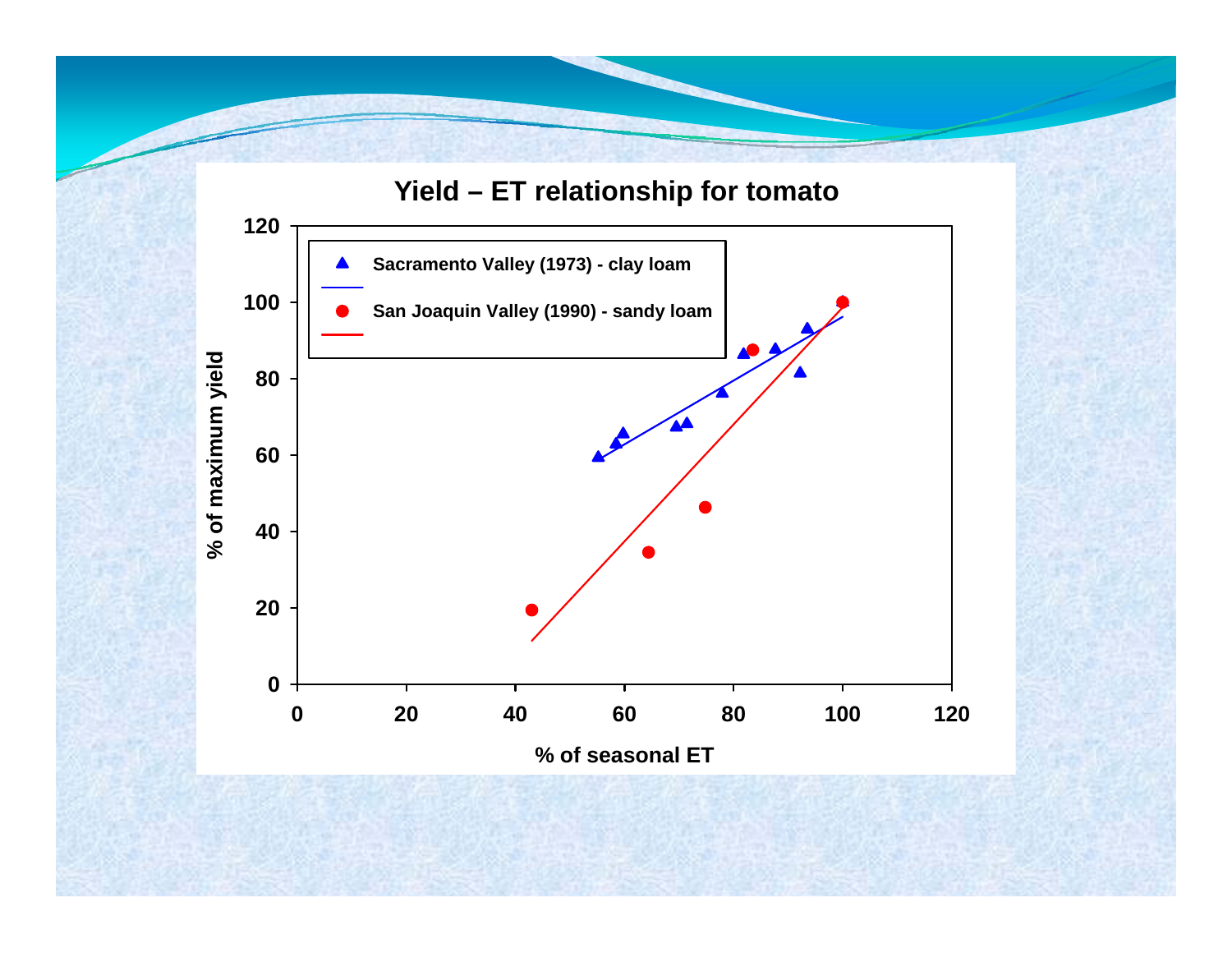## Yield – ET relationship for tomato

% of maximum yield

% of seasonal ET

- Sacramento Valley (1973) - clay loam
- San Joaquin Valley (1990) - sandy loam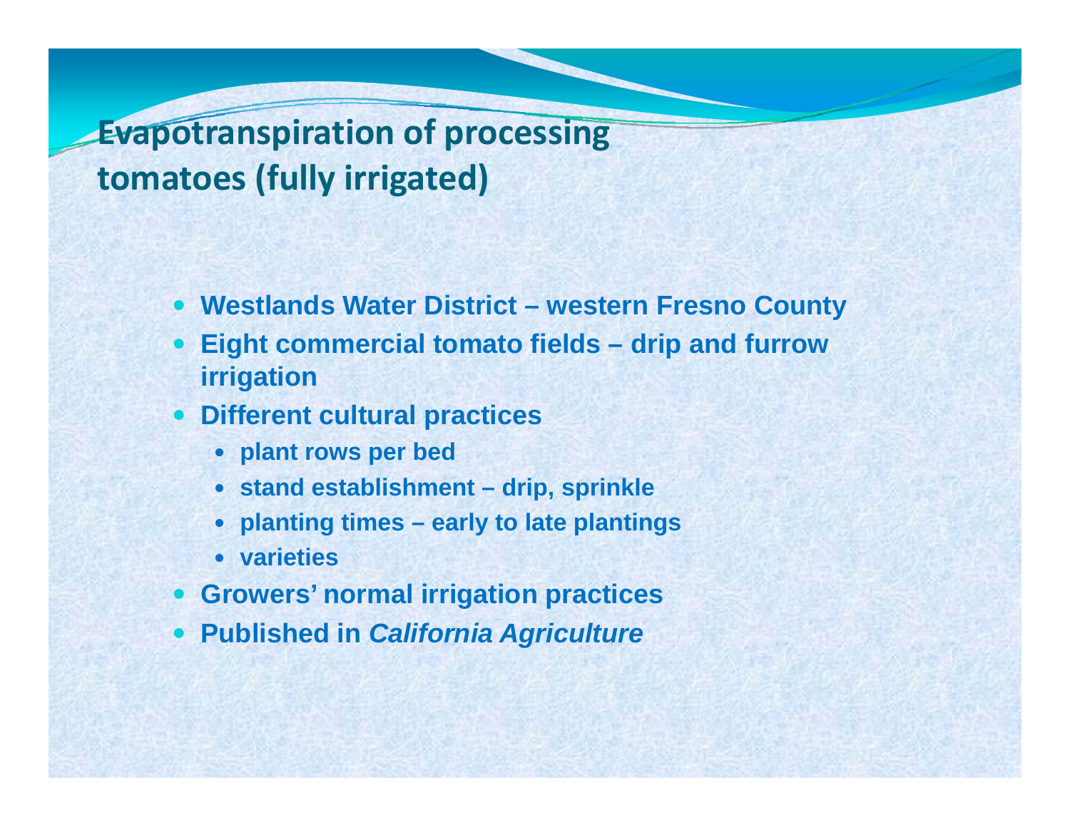# Evapotranspiration of processing tomatoes (fully irrigated)

- **Westlands Water District – western Fresno County**
- **Eight commercial tomato fields – drip and furrow irrigation**
- **Different cultural practices**
  - **plant rows per bed**
  - **stand establishment – drip, sprinkle**
  - **planting times – early to late plantings**
  - **varieties**
- **Growers' normal irrigation practices**
- **Published in *California Agriculture***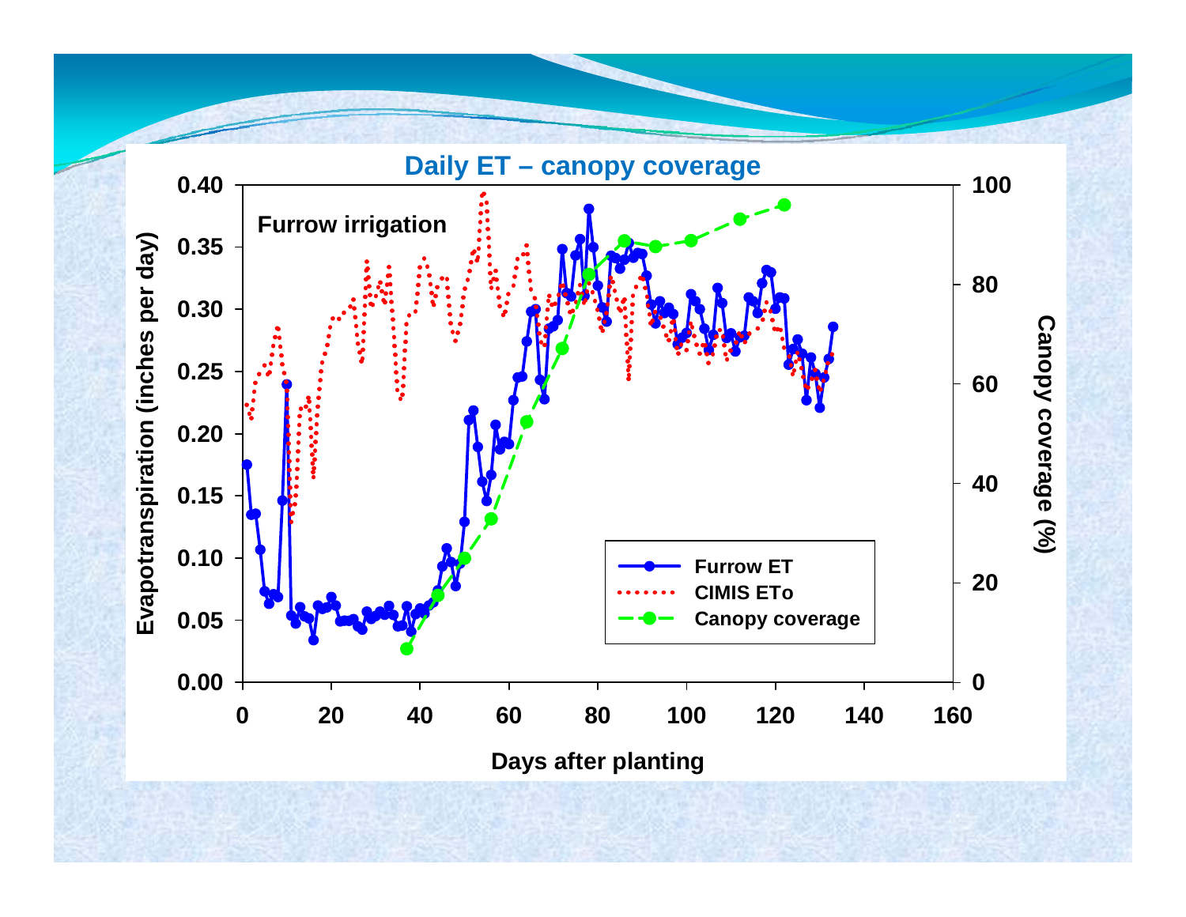# Daily ET – canopy coverage

Furrow irrigation

Evapotranspiration (inches per day)

Canopy coverage (%)

Days after planting

- Furrow ET
- CIMIS ETo
- Canopy coverage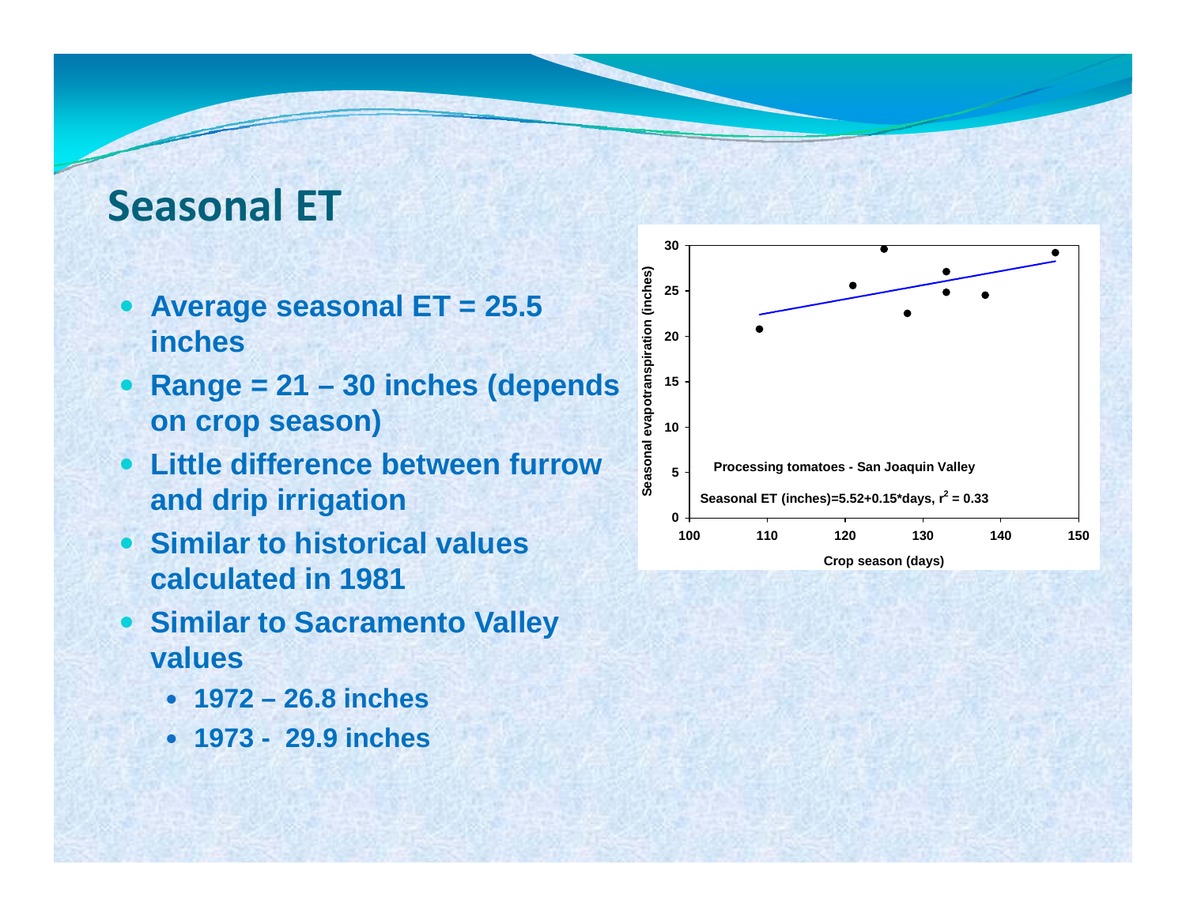## Seasonal ET

- **Average seasonal ET = 25.5 inches**
- **Range = 21 – 30 inches (depends on crop season)**
- **Little difference between furrow and drip irrigation**
- **Similar to historical values calculated in 1981**
- **Similar to Sacramento Valley values**
  - **1972 – 26.8 inches**
  - **1973 - 29.9 inches**

Processing tomatoes - San Joaquin Valley

Seasonal ET (inches)=5.52+0.15*days, $r^2 = 0.33$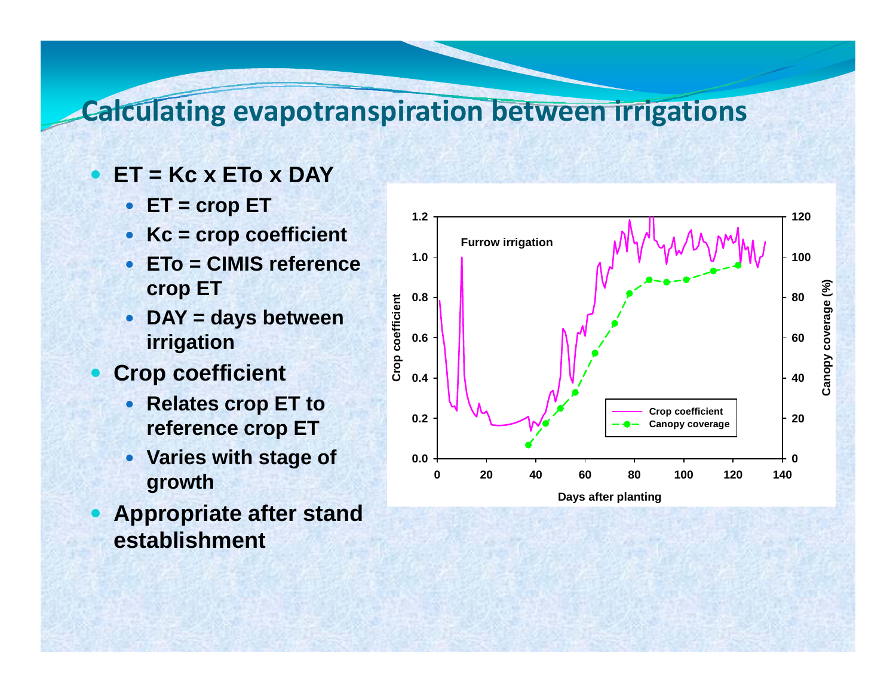# Calculating evapotranspiration between irrigations

- **ET = Kc x ETo x DAY**
  - **ET = crop ET**
  - **Kc = crop coefficient**
  - **ETo = CIMIS reference crop ET**
  - **DAY = days between irrigation**
- **Crop coefficient**
  - **Relates crop ET to reference crop ET**
  - **Varies with stage of growth**
- **Appropriate after stand establishment**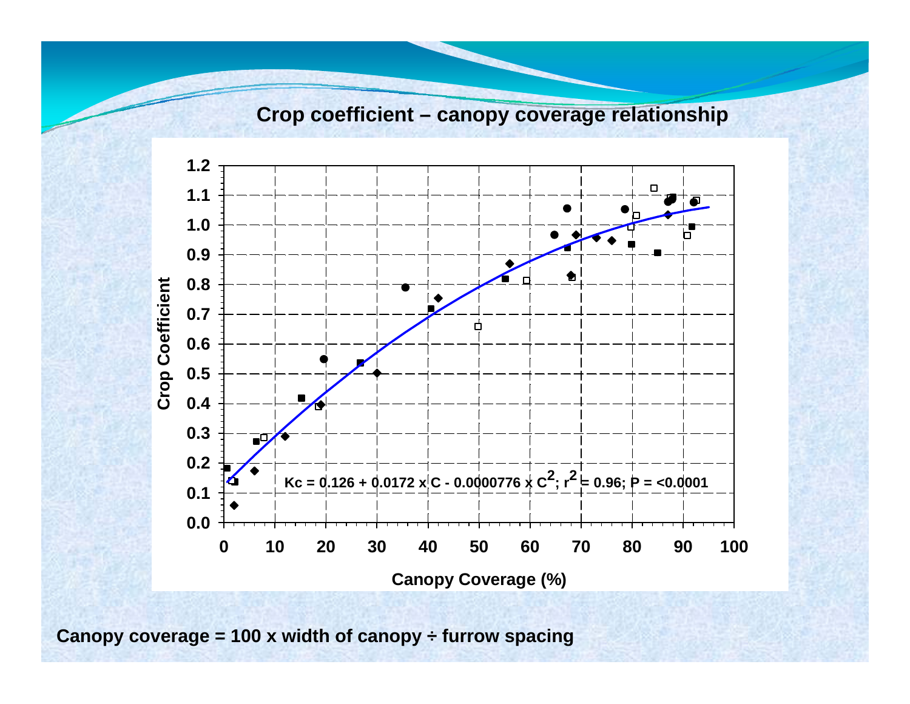## Crop coefficient – canopy coverage relationship

$$K_c = 0.126 + 0.0172 \times C - 0.0000776 \times C^2;\ r^2 = 0.96;\ P = <0.0001$$

Crop Coefficient vs. Canopy Coverage (%)

Canopy coverage = 100 x width of canopy ÷ furrow spacing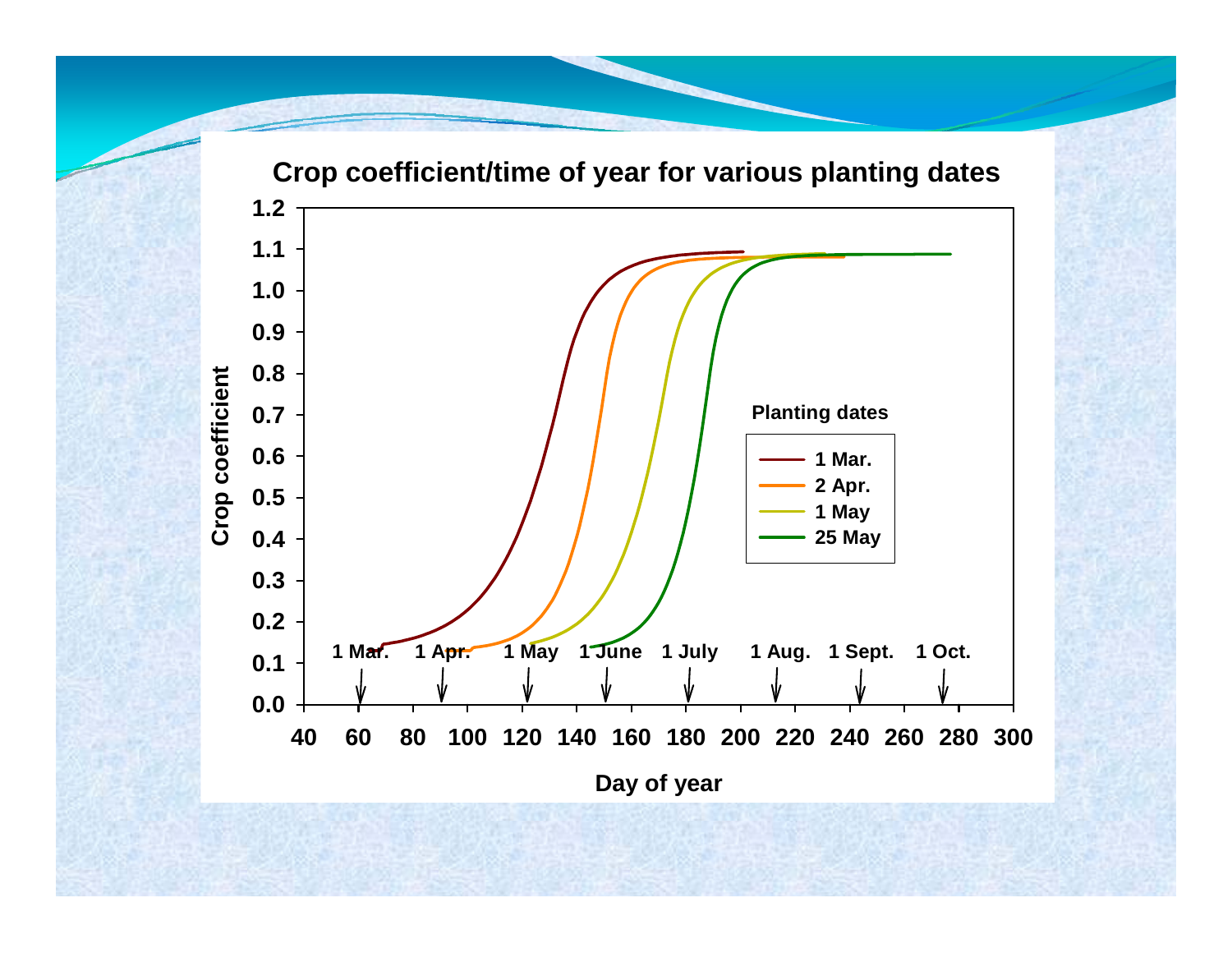## Crop coefficient/time of year for various planting dates

Crop coefficient

1.2
1.1
1.0
0.9
0.8
0.7
0.6
0.5
0.4
0.3
0.2
0.1
0.0

1 Mar. 1 Apr. 1 May 1 June 1 July 1 Aug. 1 Sept. 1 Oct.

40 60 80 100 120 140 160 180 200 220 240 260 280 300

Day of year

**Planting dates**

- 1 Mar.
- 2 Apr.
- 1 May
- 25 May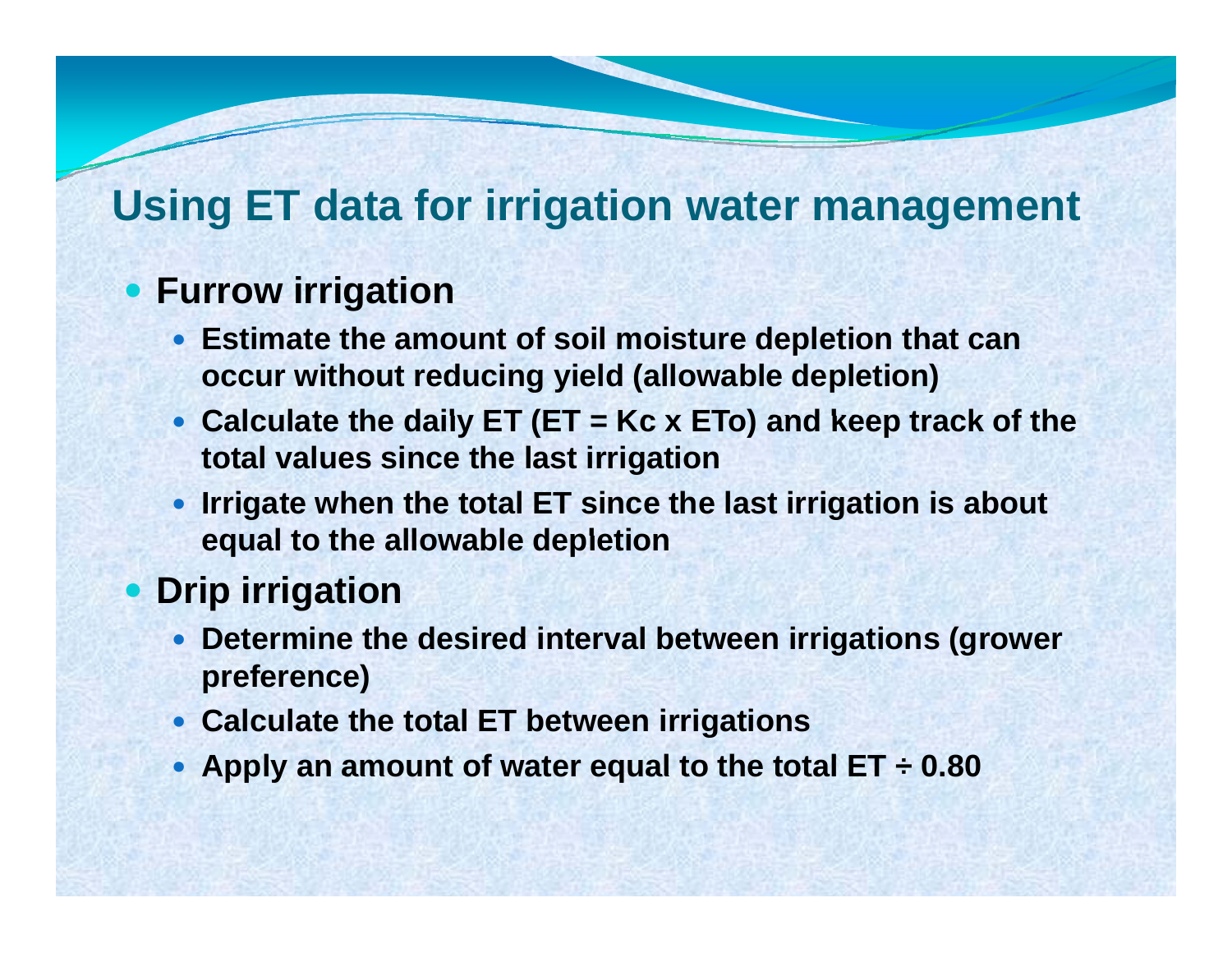# Using ET data for irrigation water management

- **Furrow irrigation**
  - **Estimate the amount of soil moisture depletion that can occur without reducing yield (allowable depletion)**
  - **Calculate the daily ET (ET = Kc x ETo) and keep track of the total values since the last irrigation**
  - **Irrigate when the total ET since the last irrigation is about equal to the allowable depletion**
- **Drip irrigation**
  - **Determine the desired interval between irrigations (grower preference)**
  - **Calculate the total ET between irrigations**
  - **Apply an amount of water equal to the total ET ÷ 0.80**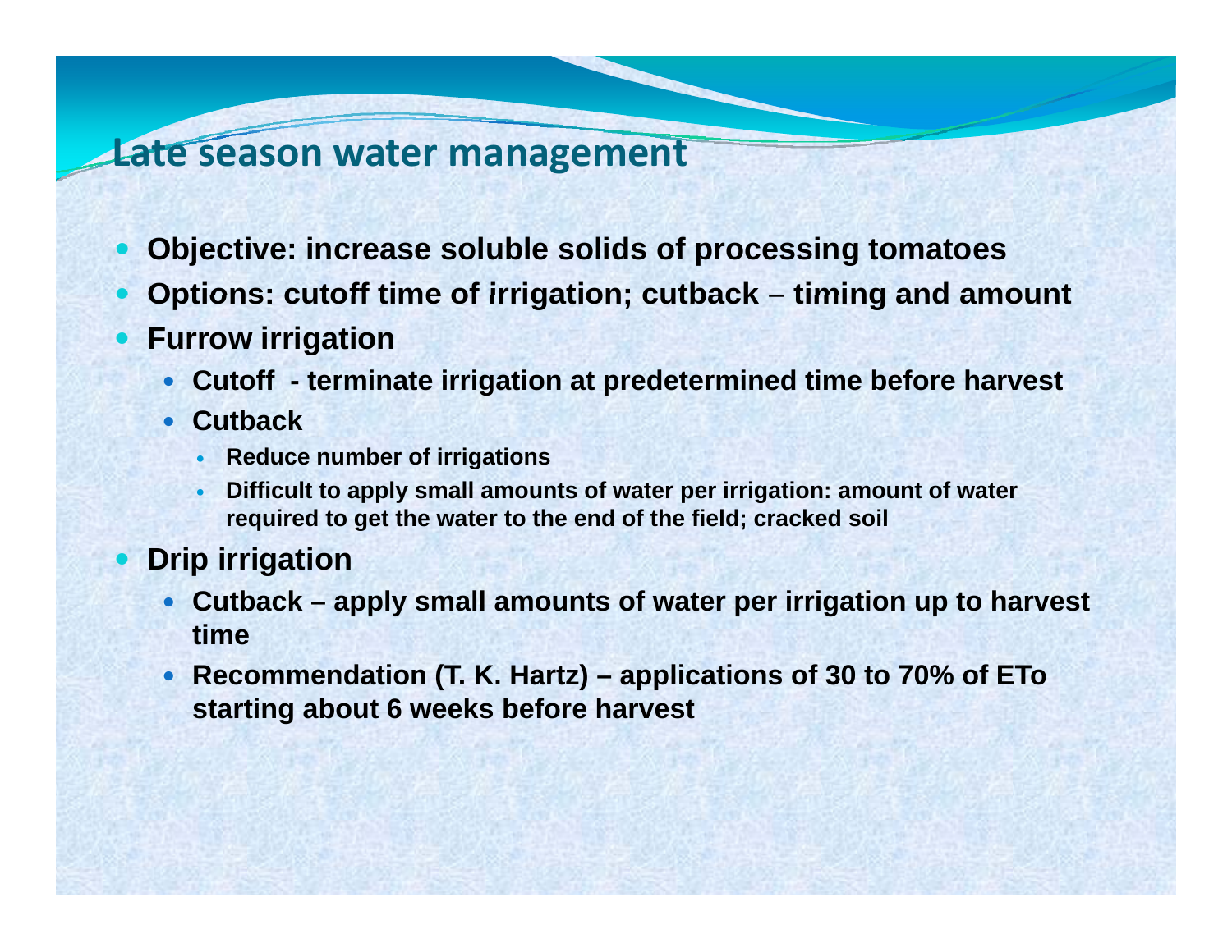# Late season water management

- **Objective: increase soluble solids of processing tomatoes**
- **Options: cutoff time of irrigation; cutback – timing and amount**
- **Furrow irrigation**
  - **Cutoff - terminate irrigation at predetermined time before harvest**
  - **Cutback**
    - **Reduce number of irrigations**
    - **Difficult to apply small amounts of water per irrigation: amount of water required to get the water to the end of the field; cracked soil**
- **Drip irrigation**
  - **Cutback – apply small amounts of water per irrigation up to harvest time**
  - **Recommendation (T. K. Hartz) – applications of 30 to 70% of ETo starting about 6 weeks before harvest**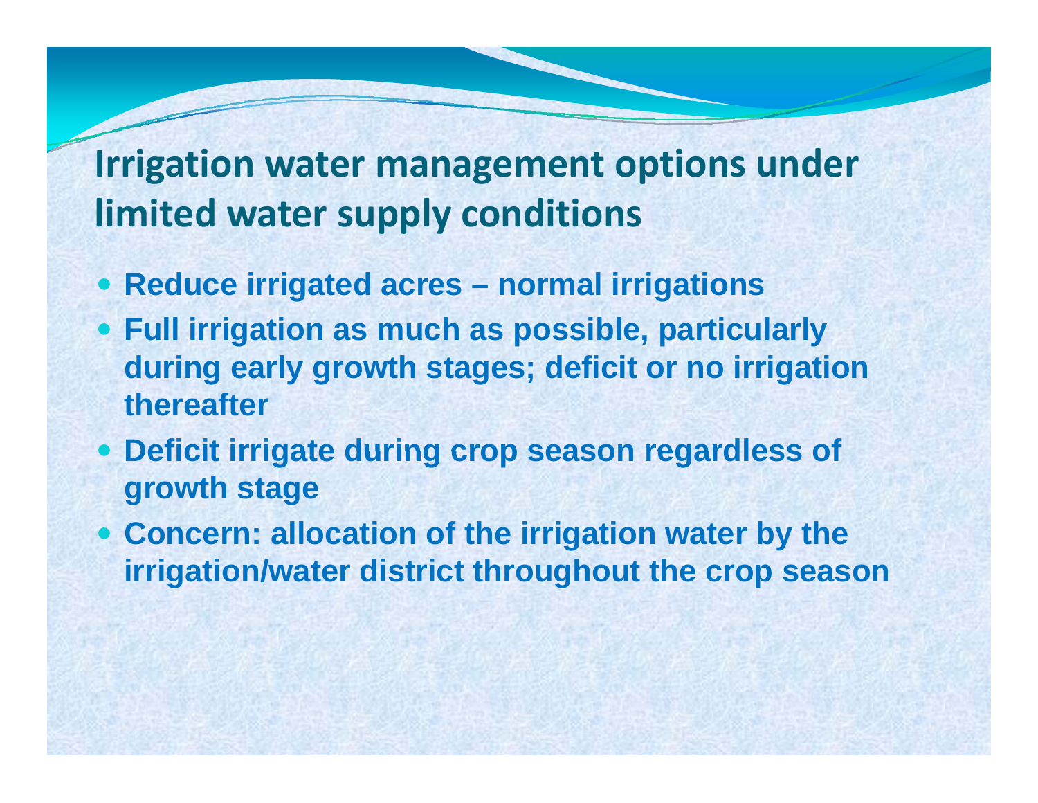## Irrigation water management options under limited water supply conditions

- **Reduce irrigated acres – normal irrigations**
- **Full irrigation as much as possible, particularly during early growth stages; deficit or no irrigation thereafter**
- **Deficit irrigate during crop season regardless of growth stage**
- **Concern: allocation of the irrigation water by the irrigation/water district throughout the crop season**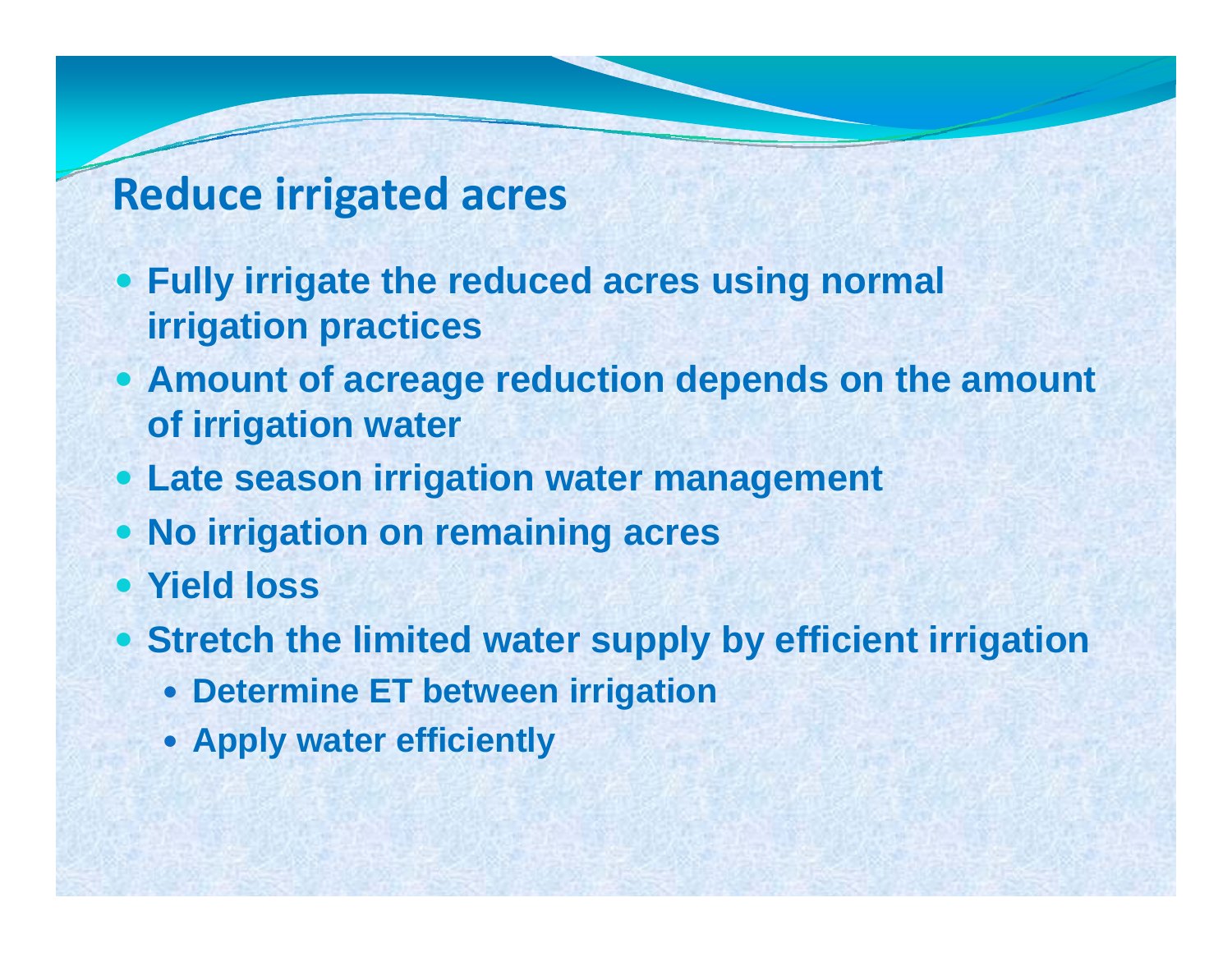## Reduce irrigated acres

- **Fully irrigate the reduced acres using normal irrigation practices**
- **Amount of acreage reduction depends on the amount of irrigation water**
- **Late season irrigation water management**
- **No irrigation on remaining acres**
- **Yield loss**
- **Stretch the limited water supply by efficient irrigation**
  - **Determine ET between irrigation**
  - **Apply water efficiently**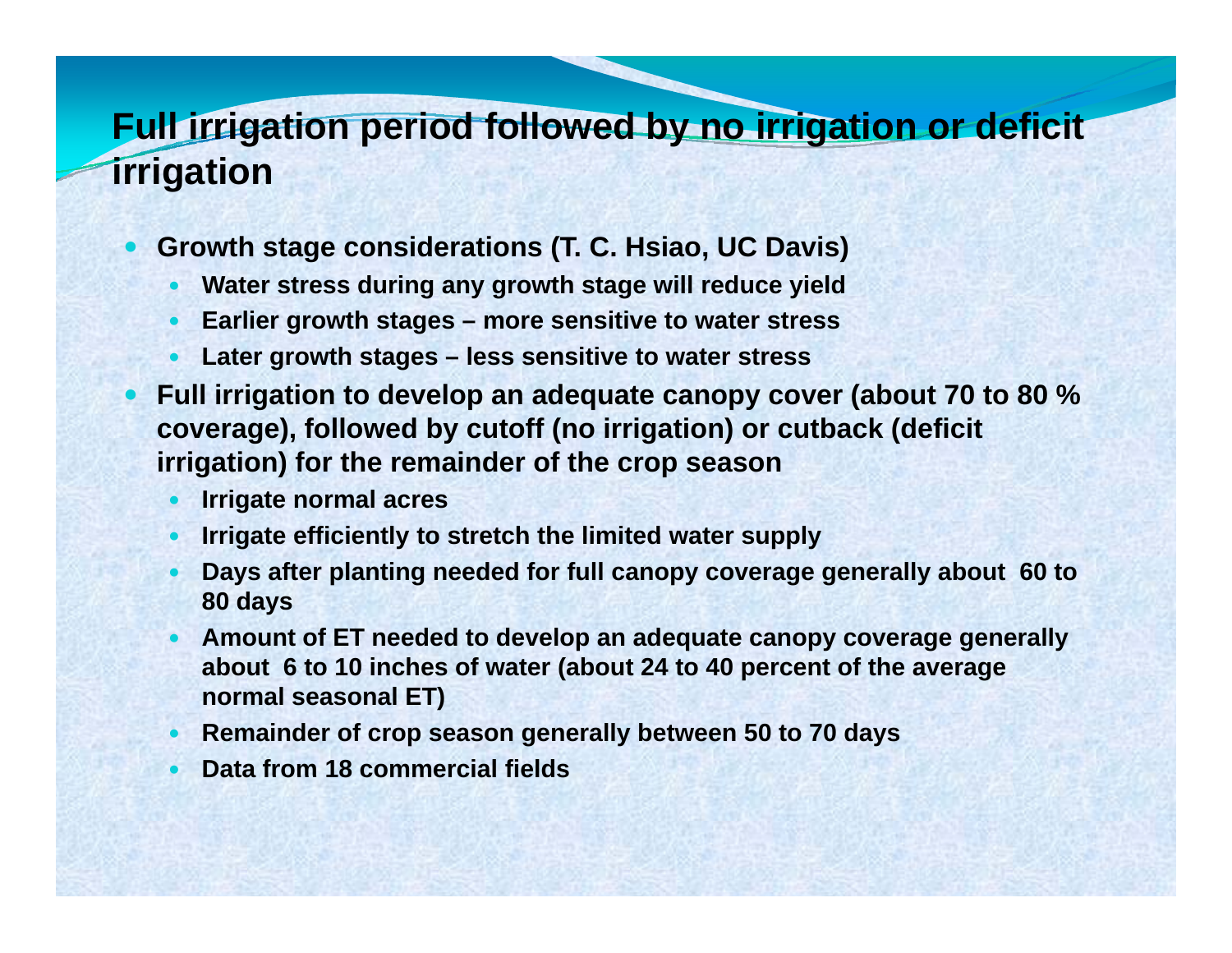# Full irrigation period followed by no irrigation or deficit irrigation

- **Growth stage considerations (T. C. Hsiao, UC Davis)**
  - **Water stress during any growth stage will reduce yield**
  - **Earlier growth stages – more sensitive to water stress**
  - **Later growth stages – less sensitive to water stress**
- **Full irrigation to develop an adequate canopy cover (about 70 to 80 % coverage), followed by cutoff (no irrigation) or cutback (deficit irrigation) for the remainder of the crop season**
  - **Irrigate normal acres**
  - **Irrigate efficiently to stretch the limited water supply**
  - **Days after planting needed for full canopy coverage generally about 60 to 80 days**
  - **Amount of ET needed to develop an adequate canopy coverage generally about 6 to 10 inches of water (about 24 to 40 percent of the average normal seasonal ET)**
  - **Remainder of crop season generally between 50 to 70 days**
  - **Data from 18 commercial fields**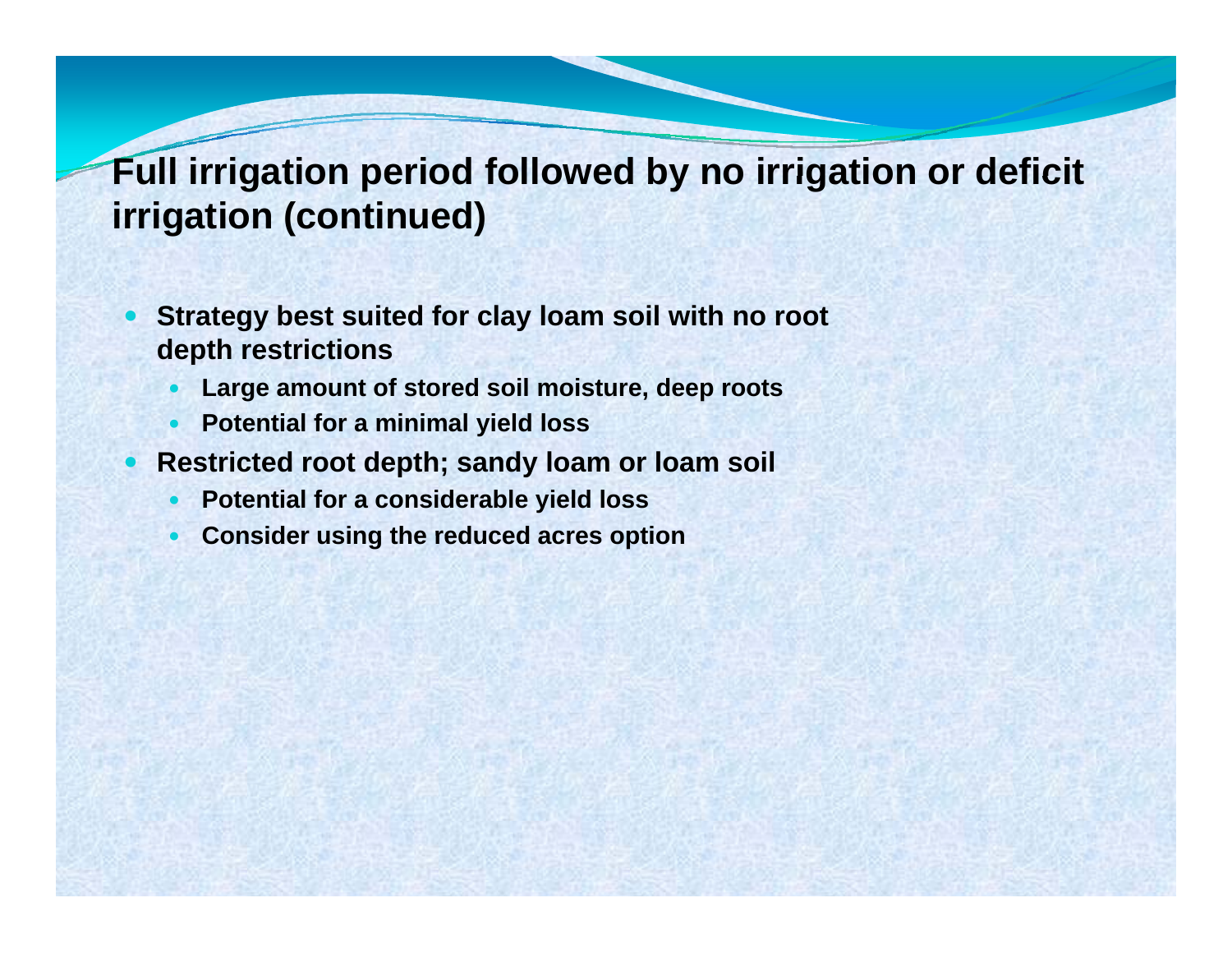# Full irrigation period followed by no irrigation or deficit irrigation (continued)

- **Strategy best suited for clay loam soil with no root depth restrictions**
  - **Large amount of stored soil moisture, deep roots**
  - **Potential for a minimal yield loss**
- **Restricted root depth; sandy loam or loam soil**
  - **Potential for a considerable yield loss**
  - **Consider using the reduced acres option**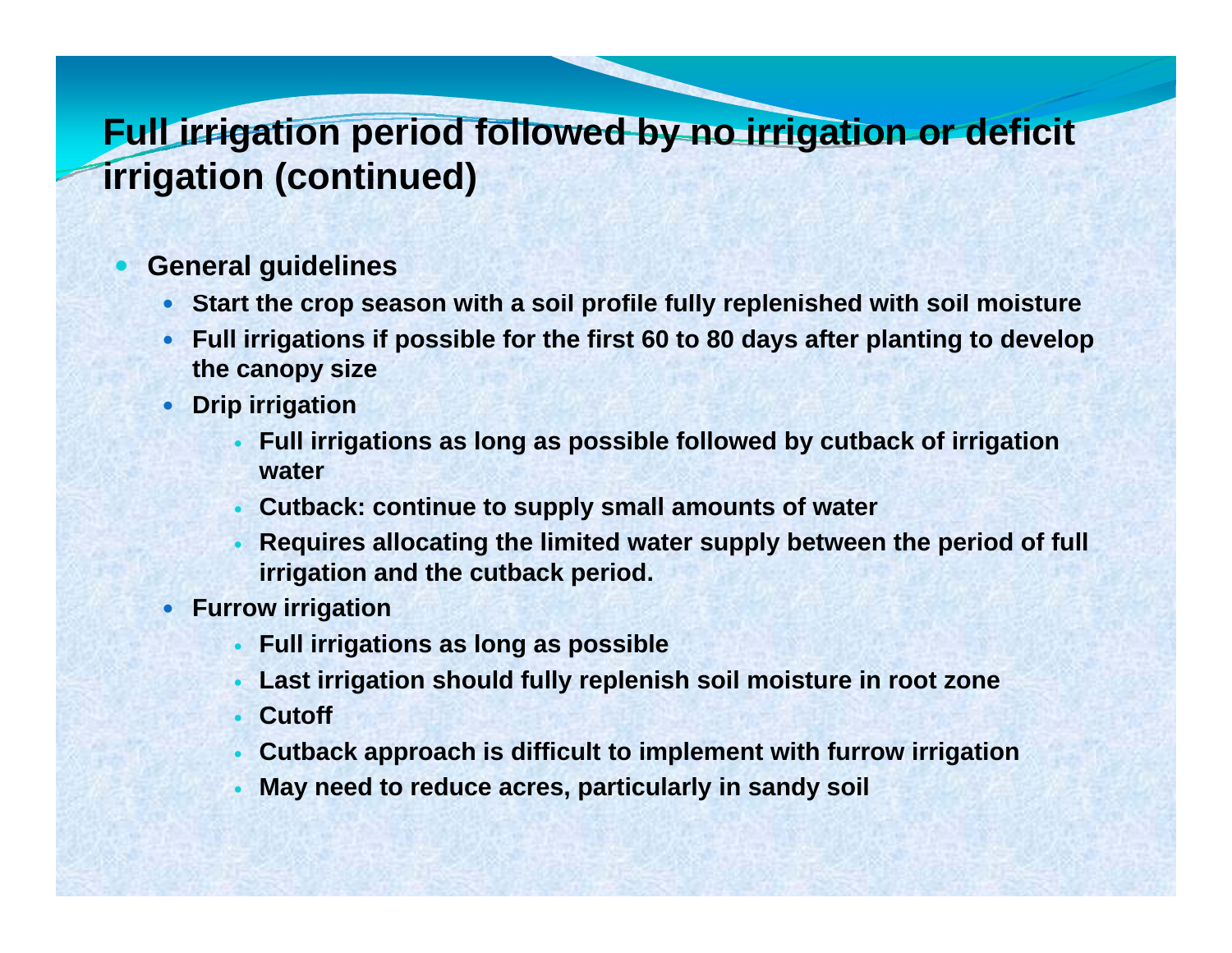# Full irrigation period followed by no irrigation or deficit irrigation (continued)

- **General guidelines**
  - **Start the crop season with a soil profile fully replenished with soil moisture**
  - **Full irrigations if possible for the first 60 to 80 days after planting to develop the canopy size**
  - **Drip irrigation**
    - **Full irrigations as long as possible followed by cutback of irrigation water**
    - **Cutback: continue to supply small amounts of water**
    - **Requires allocating the limited water supply between the period of full irrigation and the cutback period.**
  - **Furrow irrigation**
    - **Full irrigations as long as possible**
    - **Last irrigation should fully replenish soil moisture in root zone**
    - **Cutoff**
    - **Cutback approach is difficult to implement with furrow irrigation**
    - **May need to reduce acres, particularly in sandy soil**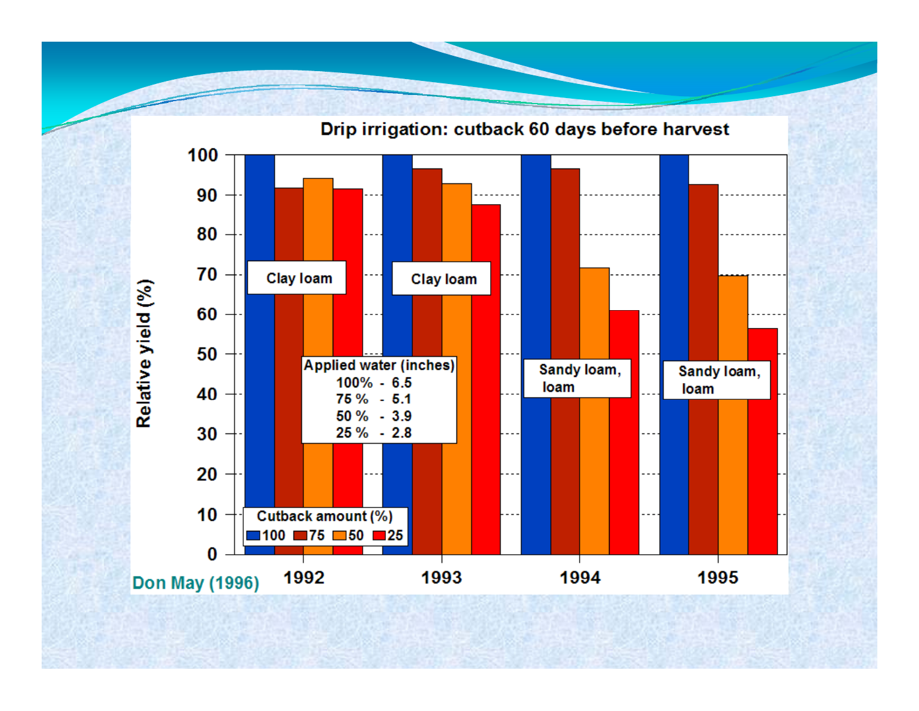## Drip irrigation: cutback 60 days before harvest

Relative yield (%)

| Year | Soil | 100 | 75 | 50 | 25 |
|---|---|---|---|---|---|
| 1992 | Clay loam | 100 | 92 | 94 | 91 |
| 1993 | Clay loam | 100 | 96 | 93 | 87 |
| 1994 | Sandy loam, loam | 100 | 96 | 72 | 61 |
| 1995 | Sandy loam, loam | 100 | 92 | 70 | 56 |

Cutback amount (%): 100, 75, 50, 25

Applied water (inches)
100% - 6.5
75 % - 5.1
50 % - 3.9
25 % - 2.8

Don May (1996)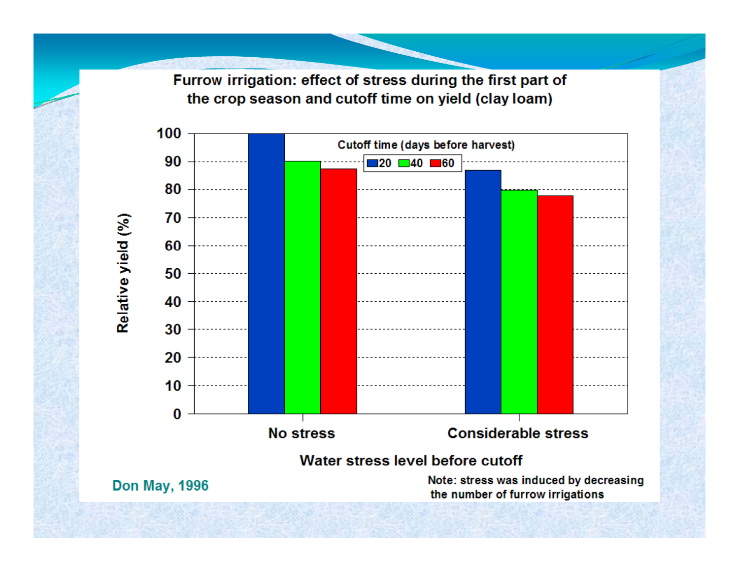## Furrow irrigation: effect of stress during the first part of the crop season and cutoff time on yield (clay loam)

Cutoff time (days before harvest): 20, 40, 60

Relative yield (%)

Water stress level before cutoff: No stress, Considerable stress

Don May, 1996

Note: stress was induced by decreasing the number of furrow irrigations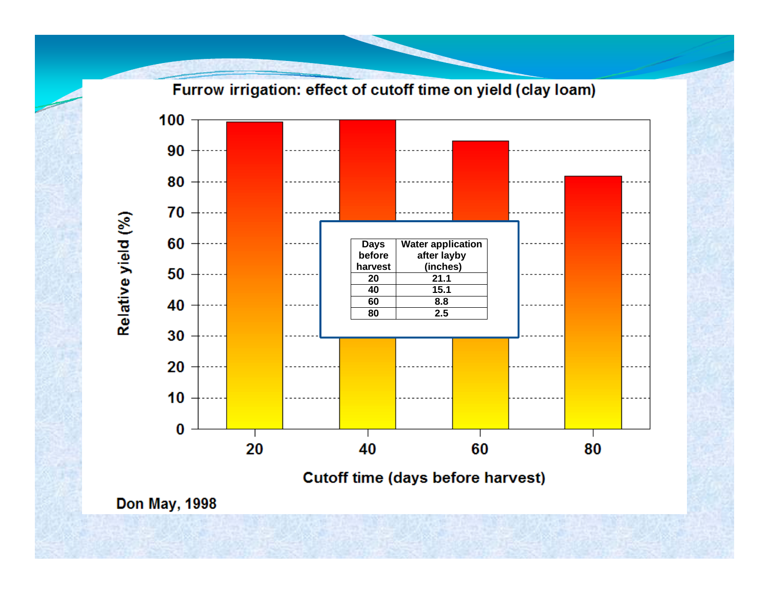# Furrow irrigation: effect of cutoff time on yield (clay loam)

Relative yield (%)

| Days before harvest | Water application after layby (inches) |
|---|---|
| 20 | 21.1 |
| 40 | 15.1 |
| 60 | 8.8 |
| 80 | 2.5 |

Cutoff time (days before harvest)

Don May, 1998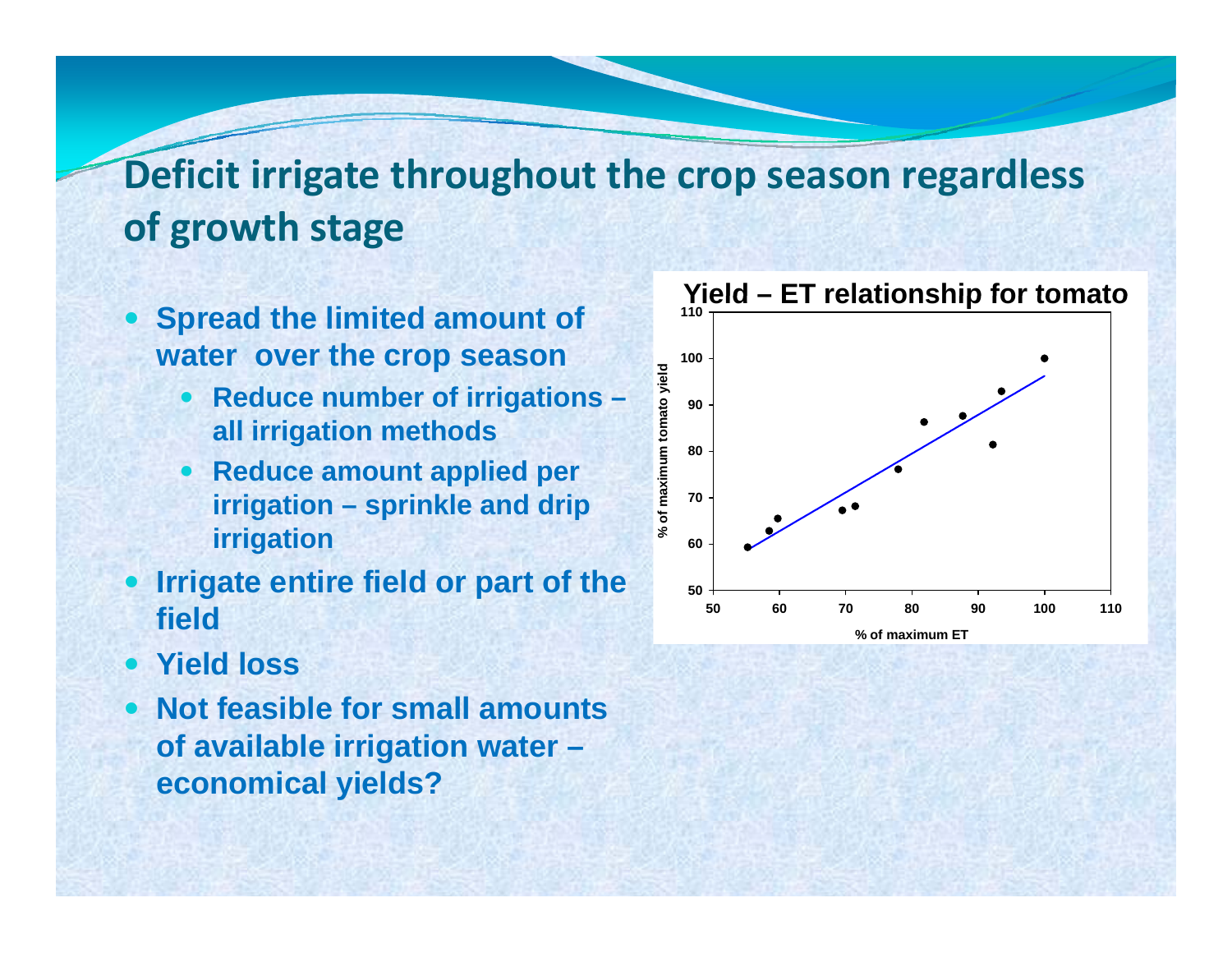# Deficit irrigate throughout the crop season regardless of growth stage

- **Spread the limited amount of water over the crop season**
  - **Reduce number of irrigations – all irrigation methods**
  - **Reduce amount applied per irrigation – sprinkle and drip irrigation**
- **Irrigate entire field or part of the field**
- **Yield loss**
- **Not feasible for small amounts of available irrigation water – economical yields?**

**Yield – ET relationship for tomato**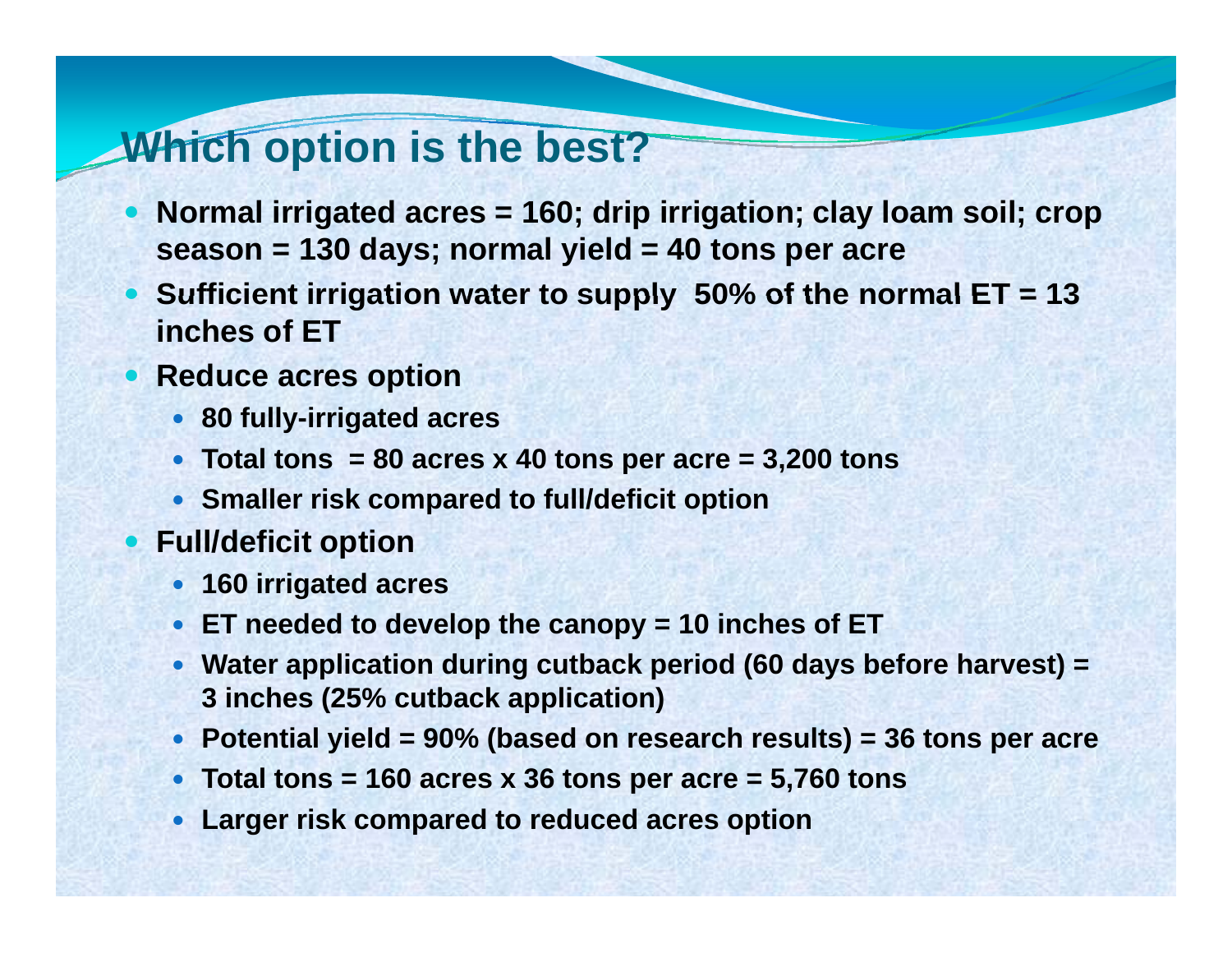# Which option is the best?

- **Normal irrigated acres = 160; drip irrigation; clay loam soil; crop season = 130 days; normal yield = 40 tons per acre**
- **Sufficient irrigation water to supply 50% of the normal ET = 13 inches of ET**
- **Reduce acres option**
  - **80 fully-irrigated acres**
  - **Total tons = 80 acres x 40 tons per acre = 3,200 tons**
  - **Smaller risk compared to full/deficit option**
- **Full/deficit option**
  - **160 irrigated acres**
  - **ET needed to develop the canopy = 10 inches of ET**
  - **Water application during cutback period (60 days before harvest) = 3 inches (25% cutback application)**
  - **Potential yield = 90% (based on research results) = 36 tons per acre**
  - **Total tons = 160 acres x 36 tons per acre = 5,760 tons**
  - **Larger risk compared to reduced acres option**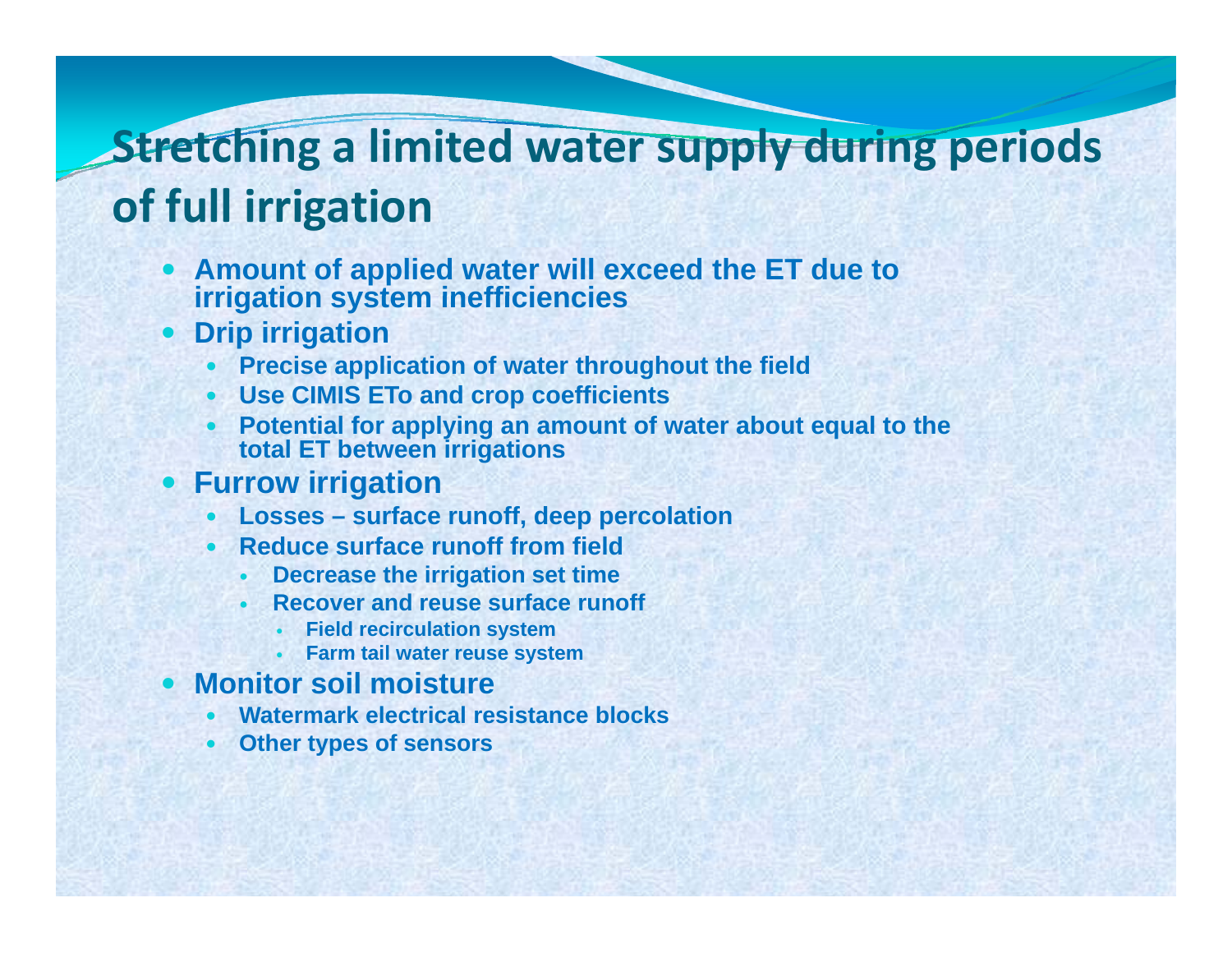# Stretching a limited water supply during periods of full irrigation

- Amount of applied water will exceed the ET due to irrigation system inefficiencies
- Drip irrigation
  - Precise application of water throughout the field
  - Use CIMIS ETo and crop coefficients
  - Potential for applying an amount of water about equal to the total ET between irrigations
- Furrow irrigation
  - Losses – surface runoff, deep percolation
  - Reduce surface runoff from field
    - Decrease the irrigation set time
    - Recover and reuse surface runoff
      - Field recirculation system
      - Farm tail water reuse system
- Monitor soil moisture
  - Watermark electrical resistance blocks
  - Other types of sensors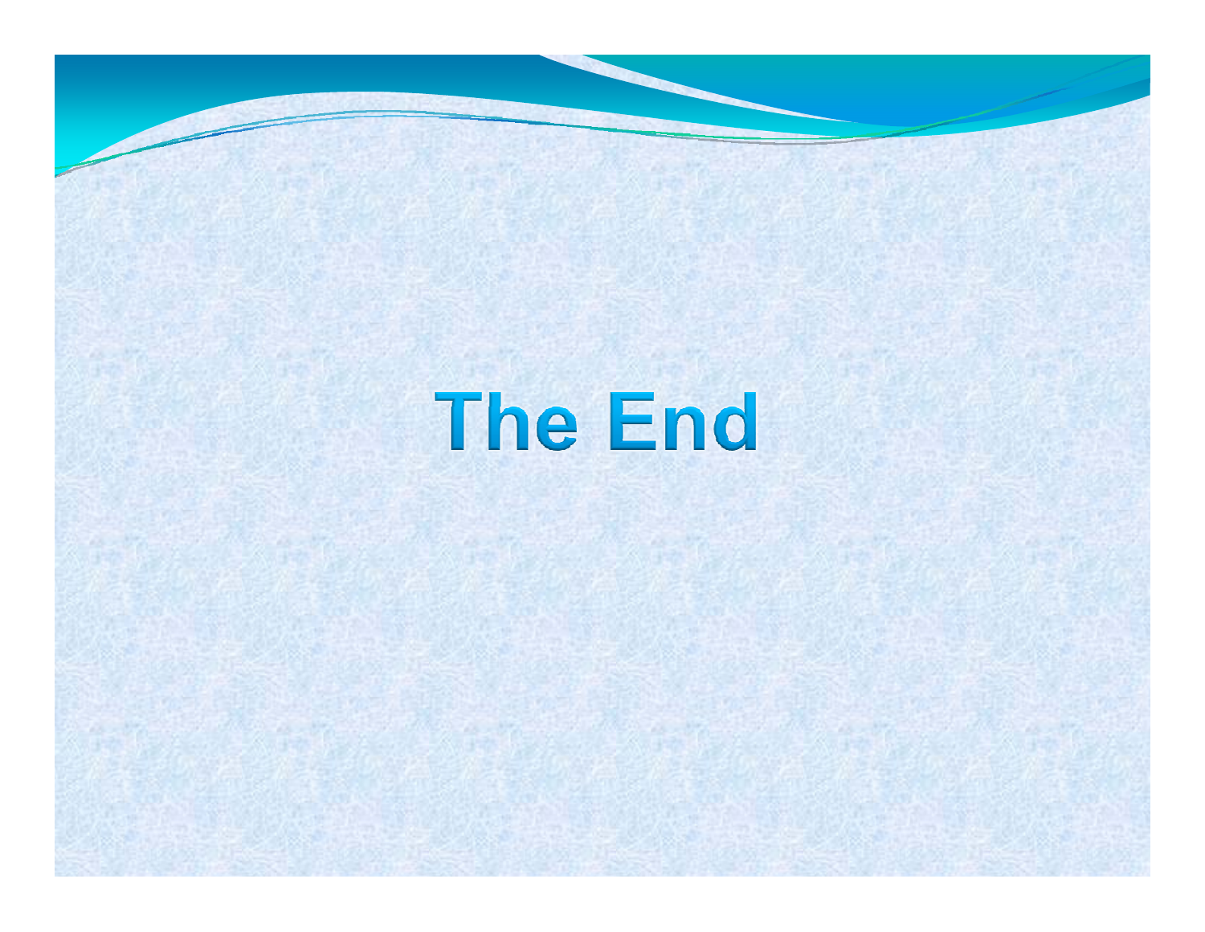# The End